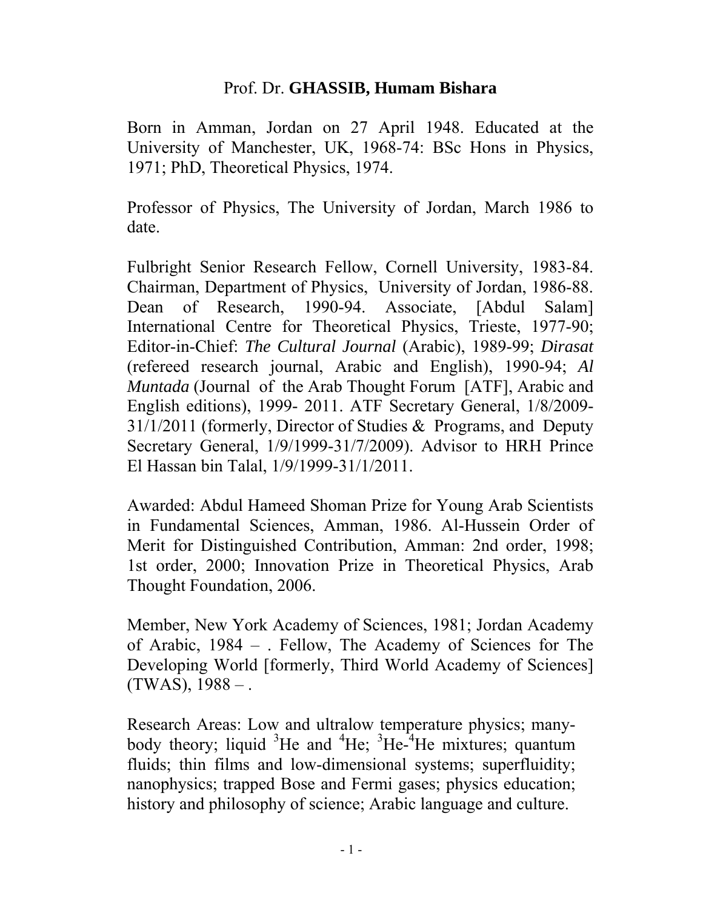# Prof. Dr. **GHASSIB, Humam Bishara**

Born in Amman, Jordan on 27 April 1948. Educated at the University of Manchester, UK, 1968-74: BSc Hons in Physics, 1971; PhD, Theoretical Physics, 1974.

Professor of Physics, The University of Jordan, March 1986 to date.

Fulbright Senior Research Fellow, Cornell University, 1983-84. Chairman, Department of Physics, University of Jordan, 1986-88. Dean of Research, 1990-94. Associate, [Abdul Salam] International Centre for Theoretical Physics, Trieste, 1977-90; Editor-in-Chief: *The Cultural Journal* (Arabic), 1989-99; *Dirasat* (refereed research journal, Arabic and English), 1990-94; *Al Muntada* (Journal of the Arab Thought Forum [ATF], Arabic and English editions), 1999- 2011. ATF Secretary General, 1/8/2009-31/1/2011 (formerly, Director of Studies & Programs, and Deputy Secretary General, 1/9/1999-31/7/2009). Advisor to HRH Prince El Hassan bin Talal, 1/9/1999-31/1/2011.

Awarded: Abdul Hameed Shoman Prize for Young Arab Scientists in Fundamental Sciences, Amman, 1986. Al-Hussein Order of Merit for Distinguished Contribution, Amman: 2nd order, 1998; 1st order, 2000; Innovation Prize in Theoretical Physics, Arab Thought Foundation, 2006.

Member, New York Academy of Sciences, 1981; Jordan Academy of Arabic, 1984 – . Fellow, The Academy of Sciences for The Developing World [formerly, Third World Academy of Sciences] (TWAS), 1988 – .

Research Areas: Low and ultralow temperature physics; many-body theory; liquid $^3$He and $^4$He; $^3$He-$^4$He mixtures; quantum fluids; thin films and low-dimensional systems; superfluidity; nanophysics; trapped Bose and Fermi gases; physics education; history and philosophy of science; Arabic language and culture.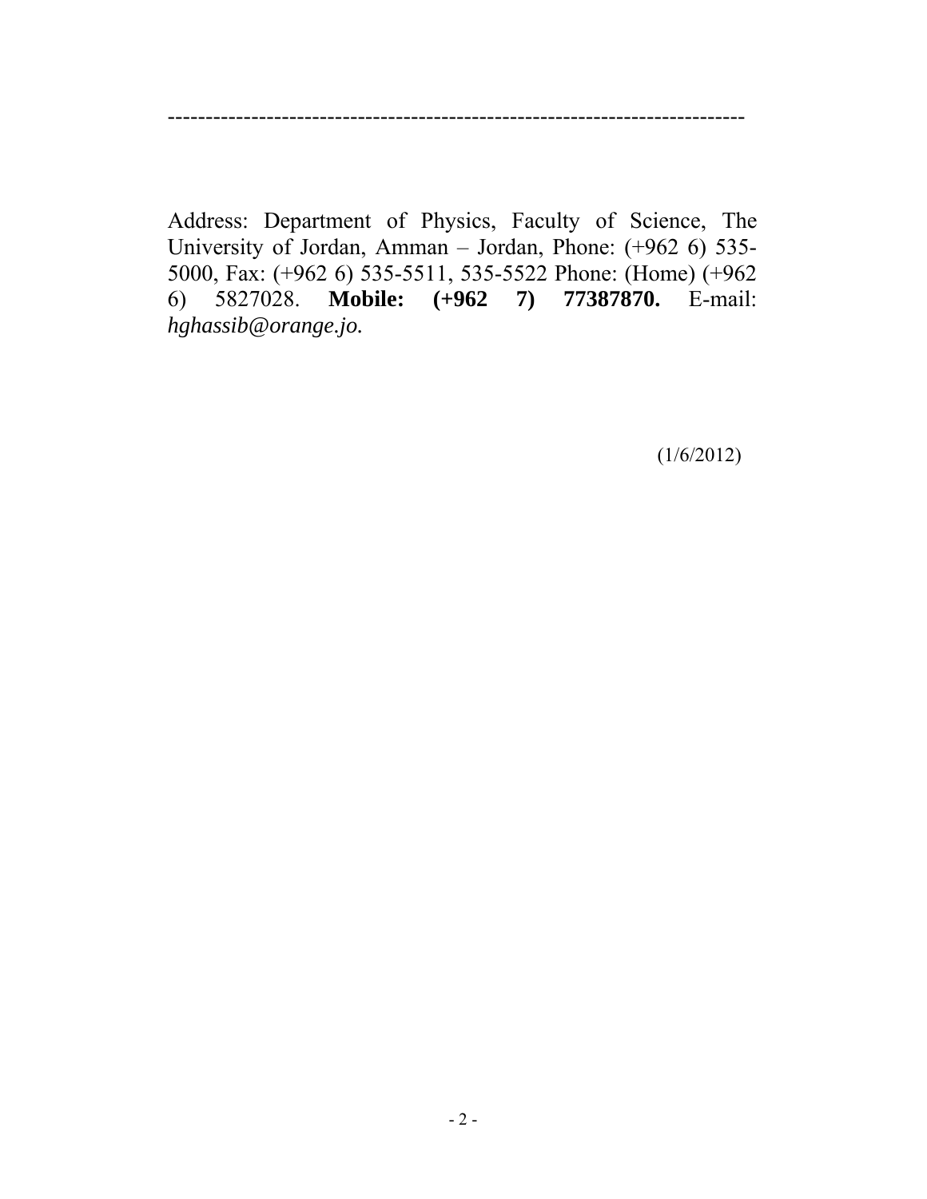---------------------------------------------------------------------------

Address: Department of Physics, Faculty of Science, The University of Jordan, Amman – Jordan, Phone: (+962 6) 535-5000, Fax: (+962 6) 535-5511, 535-5522 Phone: (Home) (+962 6) 5827028. **Mobile: (+962 7) 77387870.** E-mail: *hghassib@orange.jo.*

(1/6/2012)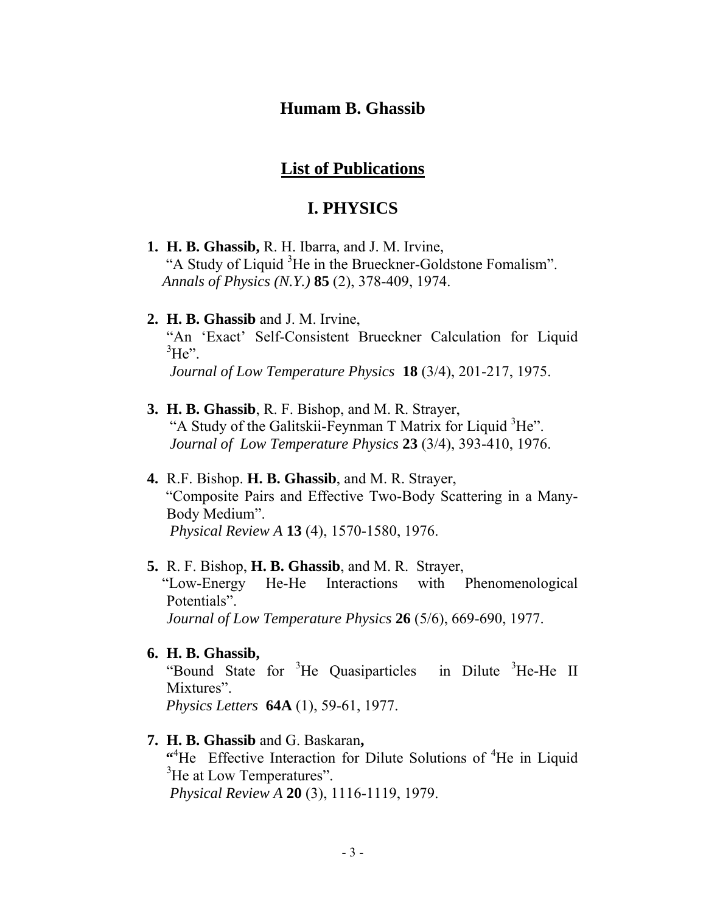# Humam B. Ghassib

## List of Publications

## I. PHYSICS

1. **H. B. Ghassib,** R. H. Ibarra, and J. M. Irvine,
   "A Study of Liquid $^3$He in the Brueckner-Goldstone Fomalism".
   *Annals of Physics (N.Y.)* **85** (2), 378-409, 1974.

2. **H. B. Ghassib** and J. M. Irvine,
   "An 'Exact' Self-Consistent Brueckner Calculation for Liquid $^3$He".
   *Journal of Low Temperature Physics* **18** (3/4), 201-217, 1975.

3. **H. B. Ghassib**, R. F. Bishop, and M. R. Strayer,
   "A Study of the Galitskii-Feynman T Matrix for Liquid $^3$He".
   *Journal of Low Temperature Physics* **23** (3/4), 393-410, 1976.

4. R.F. Bishop. **H. B. Ghassib**, and M. R. Strayer,
   "Composite Pairs and Effective Two-Body Scattering in a Many-Body Medium".
   *Physical Review A* **13** (4), 1570-1580, 1976.

5. R. F. Bishop, **H. B. Ghassib**, and M. R. Strayer,
   "Low-Energy He-He Interactions with Phenomenological Potentials".
   *Journal of Low Temperature Physics* **26** (5/6), 669-690, 1977.

6. **H. B. Ghassib,**
   "Bound State for $^3$He Quasiparticles in Dilute $^3$He-He II Mixtures".
   *Physics Letters* **64A** (1), 59-61, 1977.

7. **H. B. Ghassib** and G. Baskaran**,**
   **"**$^4$He Effective Interaction for Dilute Solutions of $^4$He in Liquid $^3$He at Low Temperatures".
   *Physical Review A* **20** (3), 1116-1119, 1979.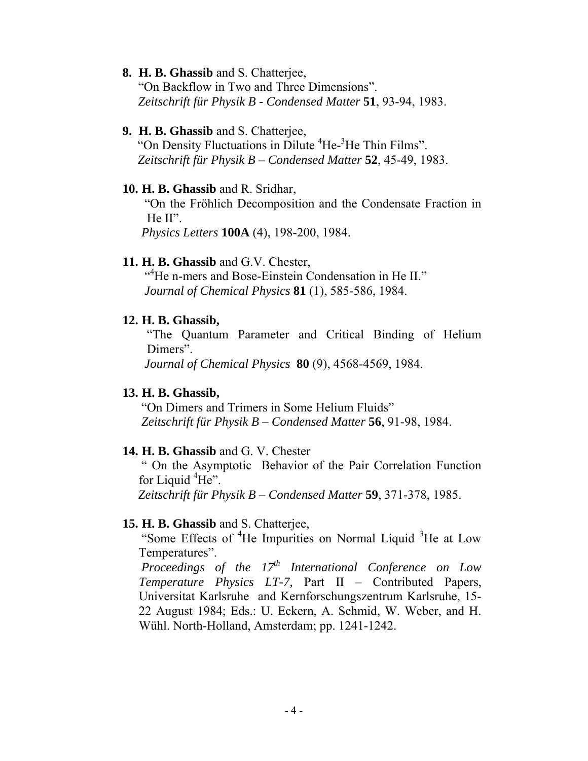8. **H. B. Ghassib** and S. Chatterjee,
   "On Backflow in Two and Three Dimensions".
   *Zeitschrift für Physik B - Condensed Matter* **51**, 93-94, 1983.

9. **H. B. Ghassib** and S. Chatterjee,
   "On Density Fluctuations in Dilute $^4$He-$^3$He Thin Films".
   *Zeitschrift für Physik B – Condensed Matter* **52**, 45-49, 1983.

10. **H. B. Ghassib** and R. Sridhar,
    "On the Fröhlich Decomposition and the Condensate Fraction in He II".
    *Physics Letters* **100A** (4), 198-200, 1984.

11. **H. B. Ghassib** and G.V. Chester,
    "$^4$He n-mers and Bose-Einstein Condensation in He II."
    *Journal of Chemical Physics* **81** (1), 585-586, 1984.

12. **H. B. Ghassib,**
    "The Quantum Parameter and Critical Binding of Helium Dimers".
    *Journal of Chemical Physics* **80** (9), 4568-4569, 1984.

13. **H. B. Ghassib,**
    "On Dimers and Trimers in Some Helium Fluids"
    *Zeitschrift für Physik B – Condensed Matter* **56**, 91-98, 1984.

14. **H. B. Ghassib** and G. V. Chester
    " On the Asymptotic Behavior of the Pair Correlation Function for Liquid $^4$He".
    *Zeitschrift für Physik B – Condensed Matter* **59**, 371-378, 1985.

15. **H. B. Ghassib** and S. Chatterjee,
    "Some Effects of $^4$He Impurities on Normal Liquid $^3$He at Low Temperatures".
    *Proceedings of the 17$^{th}$ International Conference on Low Temperature Physics LT-7,* Part II – Contributed Papers, Universitat Karlsruhe and Kernforschungszentrum Karlsruhe, 15-22 August 1984; Eds.: U. Eckern, A. Schmid, W. Weber, and H. Wühl. North-Holland, Amsterdam; pp. 1241-1242.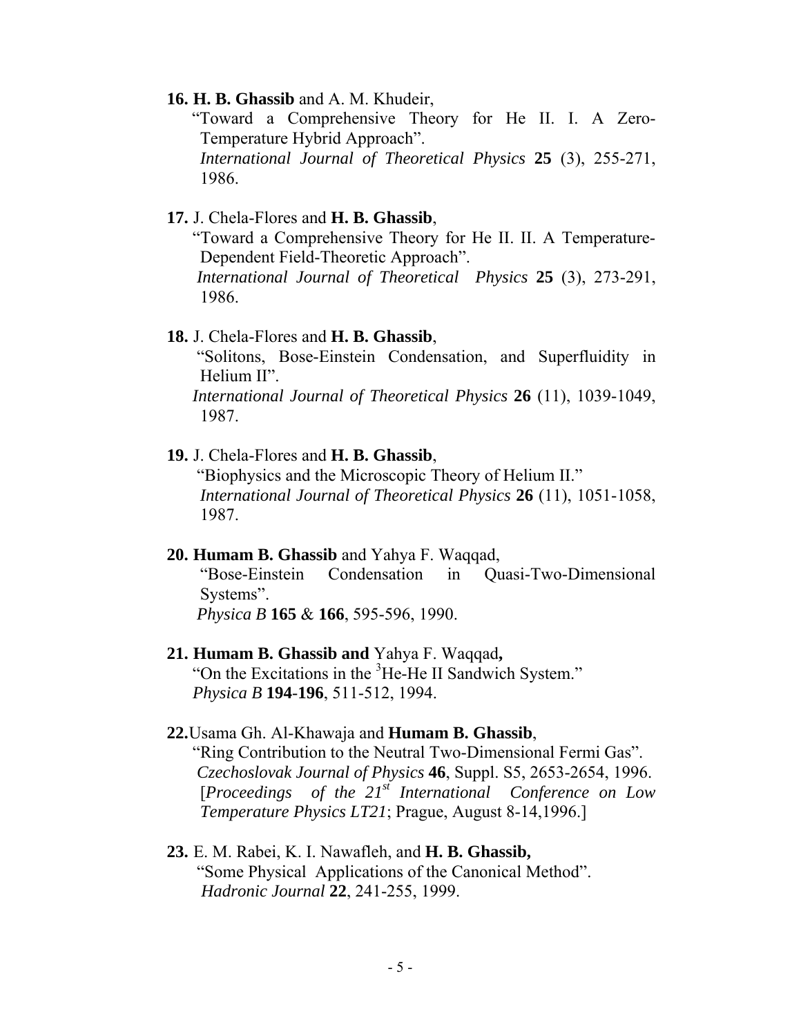**16. H. B. Ghassib** and A. M. Khudeir,
"Toward a Comprehensive Theory for He II. I. A Zero-Temperature Hybrid Approach".
*International Journal of Theoretical Physics* **25** (3), 255-271, 1986.

**17.** J. Chela-Flores and **H. B. Ghassib**,
"Toward a Comprehensive Theory for He II. II. A Temperature-Dependent Field-Theoretic Approach".
*International Journal of Theoretical Physics* **25** (3), 273-291, 1986.

**18.** J. Chela-Flores and **H. B. Ghassib**,
"Solitons, Bose-Einstein Condensation, and Superfluidity in Helium II".
*International Journal of Theoretical Physics* **26** (11), 1039-1049, 1987.

**19.** J. Chela-Flores and **H. B. Ghassib**,
"Biophysics and the Microscopic Theory of Helium II."
*International Journal of Theoretical Physics* **26** (11), 1051-1058, 1987.

**20. Humam B. Ghassib** and Yahya F. Waqqad,
"Bose-Einstein Condensation in Quasi-Two-Dimensional Systems".
*Physica B* **165** & **166**, 595-596, 1990.

**21. Humam B. Ghassib and** Yahya F. Waqqad**,**
"On the Excitations in the $^3$He-He II Sandwich System."
*Physica B* **194-196**, 511-512, 1994.

**22.** Usama Gh. Al-Khawaja and **Humam B. Ghassib**,
"Ring Contribution to the Neutral Two-Dimensional Fermi Gas".
*Czechoslovak Journal of Physics* **46**, Suppl. S5, 2653-2654, 1996.
[*Proceedings of the 21$^{st}$ International Conference on Low Temperature Physics LT21*; Prague, August 8-14,1996.]

**23.** E. M. Rabei, K. I. Nawafleh, and **H. B. Ghassib,**
"Some Physical Applications of the Canonical Method".
*Hadronic Journal* **22**, 241-255, 1999.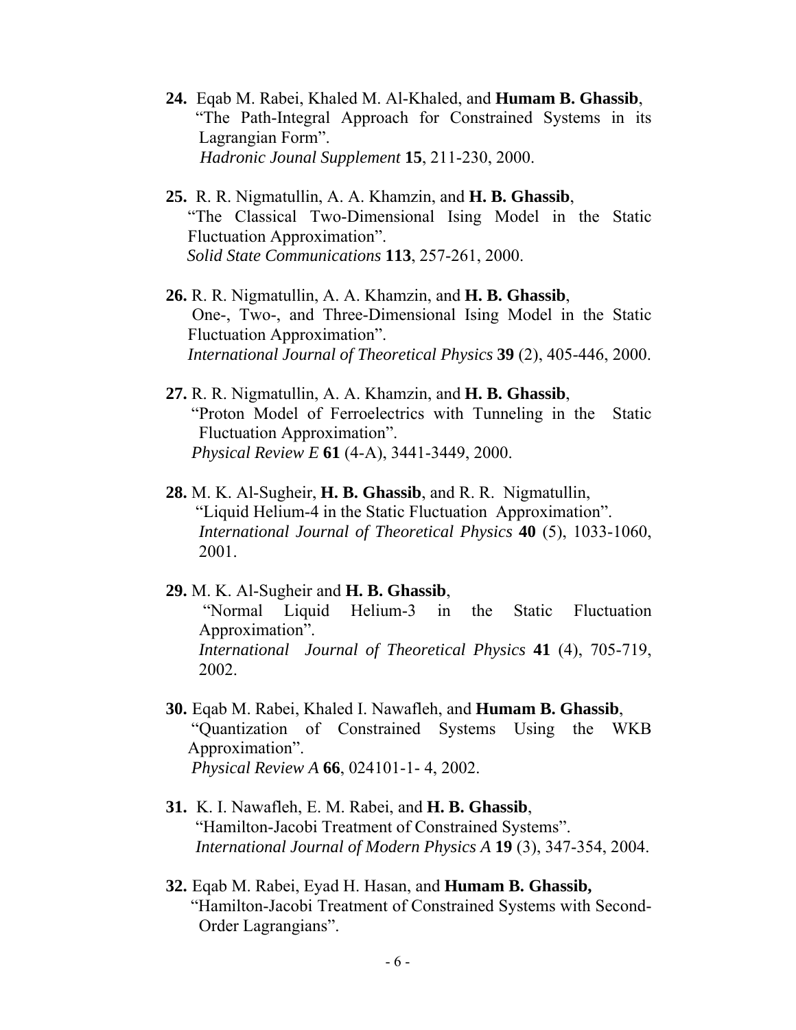**24.** Eqab M. Rabei, Khaled M. Al-Khaled, and **Humam B. Ghassib**, "The Path-Integral Approach for Constrained Systems in its Lagrangian Form".
*Hadronic Jounal Supplement* **15**, 211-230, 2000.

**25.** R. R. Nigmatullin, A. A. Khamzin, and **H. B. Ghassib**, "The Classical Two-Dimensional Ising Model in the Static Fluctuation Approximation".
*Solid State Communications* **113**, 257-261, 2000.

**26.** R. R. Nigmatullin, A. A. Khamzin, and **H. B. Ghassib**, One-, Two-, and Three-Dimensional Ising Model in the Static Fluctuation Approximation".
*International Journal of Theoretical Physics* **39** (2), 405-446, 2000.

**27.** R. R. Nigmatullin, A. A. Khamzin, and **H. B. Ghassib**, "Proton Model of Ferroelectrics with Tunneling in the Static Fluctuation Approximation".
*Physical Review E* **61** (4-A), 3441-3449, 2000.

**28.** M. K. Al-Sugheir, **H. B. Ghassib**, and R. R. Nigmatullin, "Liquid Helium-4 in the Static Fluctuation Approximation".
*International Journal of Theoretical Physics* **40** (5), 1033-1060, 2001.

**29.** M. K. Al-Sugheir and **H. B. Ghassib**, "Normal Liquid Helium-3 in the Static Fluctuation Approximation".
*International Journal of Theoretical Physics* **41** (4), 705-719, 2002.

**30.** Eqab M. Rabei, Khaled I. Nawafleh, and **Humam B. Ghassib**, "Quantization of Constrained Systems Using the WKB Approximation".
*Physical Review A* **66**, 024101-1- 4, 2002.

**31.** K. I. Nawafleh, E. M. Rabei, and **H. B. Ghassib**, "Hamilton-Jacobi Treatment of Constrained Systems".
*International Journal of Modern Physics A* **19** (3), 347-354, 2004.

**32.** Eqab M. Rabei, Eyad H. Hasan, and **Humam B. Ghassib,** "Hamilton-Jacobi Treatment of Constrained Systems with Second-Order Lagrangians".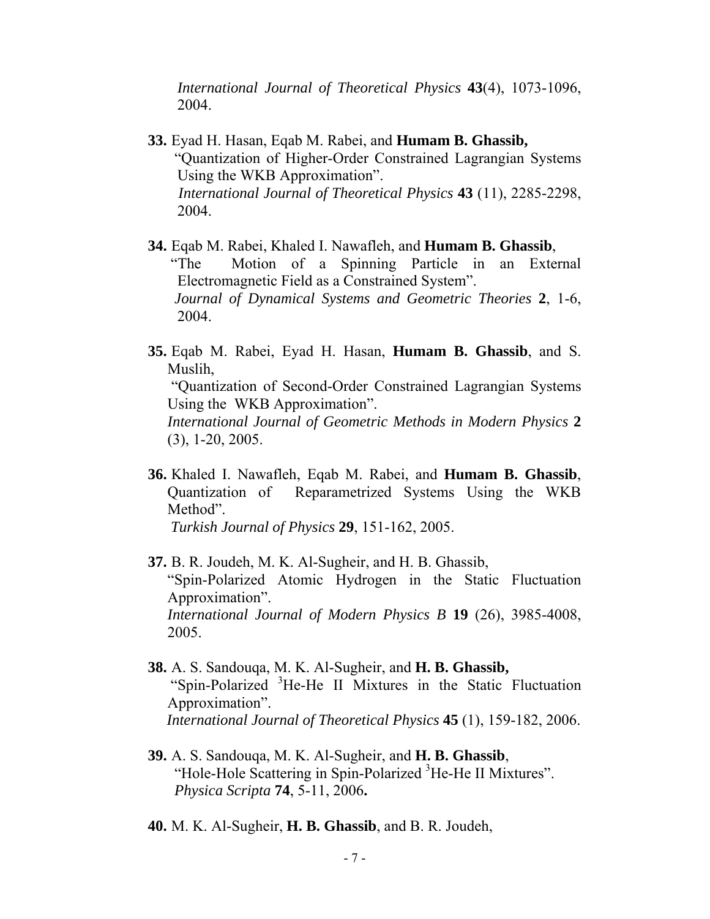*International Journal of Theoretical Physics* **43**(4), 1073-1096, 2004.

**33.** Eyad H. Hasan, Eqab M. Rabei, and **Humam B. Ghassib,** "Quantization of Higher-Order Constrained Lagrangian Systems Using the WKB Approximation". *International Journal of Theoretical Physics* **43** (11), 2285-2298, 2004.

**34.** Eqab M. Rabei, Khaled I. Nawafleh, and **Humam B. Ghassib**, "The Motion of a Spinning Particle in an External Electromagnetic Field as a Constrained System". *Journal of Dynamical Systems and Geometric Theories* **2**, 1-6, 2004.

**35.** Eqab M. Rabei, Eyad H. Hasan, **Humam B. Ghassib**, and S. Muslih, "Quantization of Second-Order Constrained Lagrangian Systems Using the WKB Approximation". *International Journal of Geometric Methods in Modern Physics* **2** (3), 1-20, 2005.

**36.** Khaled I. Nawafleh, Eqab M. Rabei, and **Humam B. Ghassib**, Quantization of Reparametrized Systems Using the WKB Method". *Turkish Journal of Physics* **29**, 151-162, 2005.

**37.** B. R. Joudeh, M. K. Al-Sugheir, and H. B. Ghassib, "Spin-Polarized Atomic Hydrogen in the Static Fluctuation Approximation". *International Journal of Modern Physics B* **19** (26), 3985-4008, 2005.

**38.** A. S. Sandouqa, M. K. Al-Sugheir, and **H. B. Ghassib,** "Spin-Polarized $^3$He-He II Mixtures in the Static Fluctuation Approximation". *International Journal of Theoretical Physics* **45** (1), 159-182, 2006.

**39.** A. S. Sandouqa, M. K. Al-Sugheir, and **H. B. Ghassib**, "Hole-Hole Scattering in Spin-Polarized $^3$He-He II Mixtures". *Physica Scripta* **74**, 5-11, 2006**.**

**40.** M. K. Al-Sugheir, **H. B. Ghassib**, and B. R. Joudeh,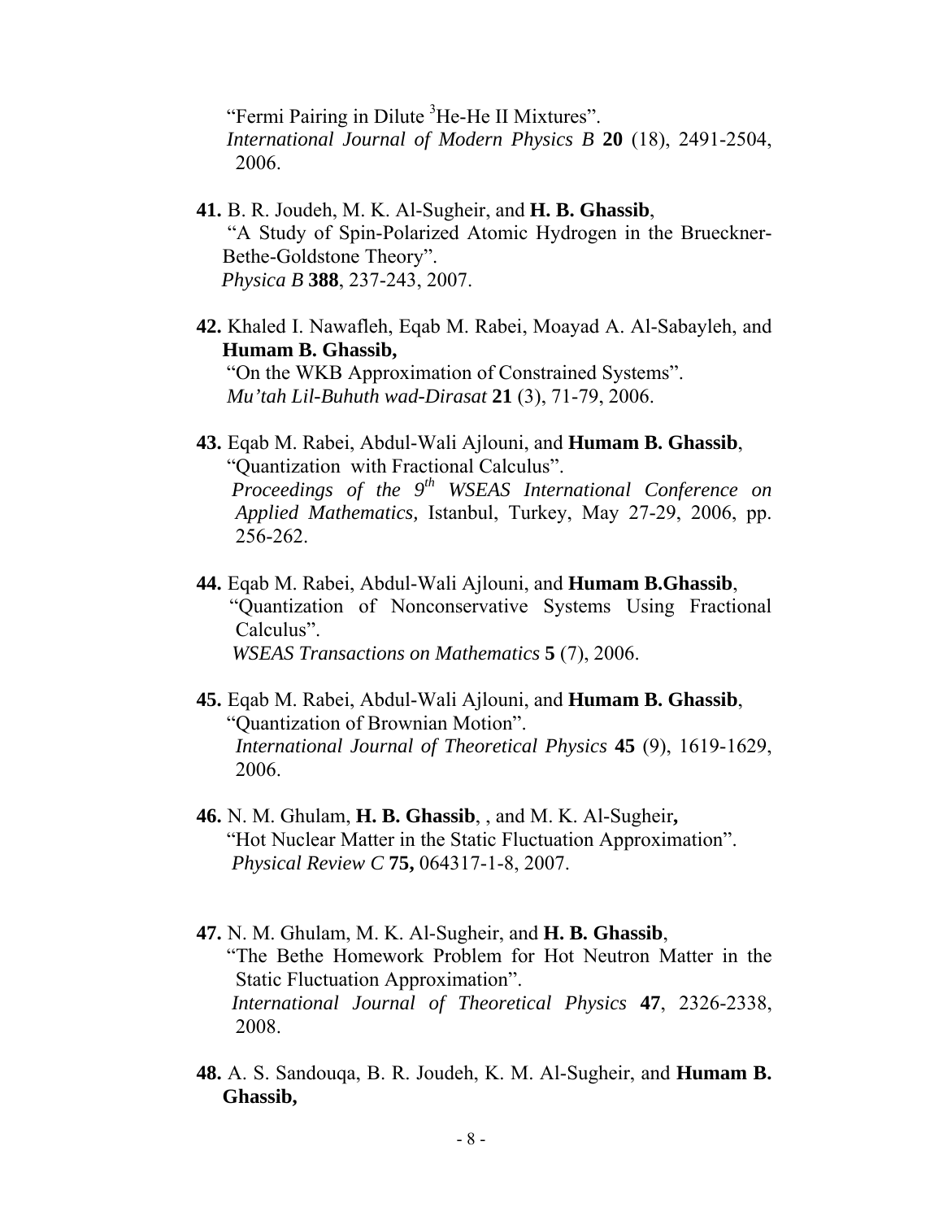"Fermi Pairing in Dilute $^3$He-He II Mixtures".
*International Journal of Modern Physics B* **20** (18), 2491-2504, 2006.

**41.** B. R. Joudeh, M. K. Al-Sugheir, and **H. B. Ghassib**,
"A Study of Spin-Polarized Atomic Hydrogen in the Brueckner-Bethe-Goldstone Theory".
*Physica B* **388**, 237-243, 2007.

**42.** Khaled I. Nawafleh, Eqab M. Rabei, Moayad A. Al-Sabayleh, and **Humam B. Ghassib,**
"On the WKB Approximation of Constrained Systems".
*Mu'tah Lil-Buhuth wad-Dirasat* **21** (3), 71-79, 2006.

**43.** Eqab M. Rabei, Abdul-Wali Ajlouni, and **Humam B. Ghassib**,
"Quantization with Fractional Calculus".
*Proceedings of the 9$^{th}$ WSEAS International Conference on Applied Mathematics,* Istanbul, Turkey, May 27-29, 2006, pp. 256-262.

**44.** Eqab M. Rabei, Abdul-Wali Ajlouni, and **Humam B.Ghassib**,
"Quantization of Nonconservative Systems Using Fractional Calculus".
*WSEAS Transactions on Mathematics* **5** (7), 2006.

**45.** Eqab M. Rabei, Abdul-Wali Ajlouni, and **Humam B. Ghassib**,
"Quantization of Brownian Motion".
*International Journal of Theoretical Physics* **45** (9), 1619-1629, 2006.

**46.** N. M. Ghulam, **H. B. Ghassib**, , and M. K. Al-Sugheir**,**
"Hot Nuclear Matter in the Static Fluctuation Approximation".
*Physical Review C* **75,** 064317-1-8, 2007.

**47.** N. M. Ghulam, M. K. Al-Sugheir, and **H. B. Ghassib**,
"The Bethe Homework Problem for Hot Neutron Matter in the Static Fluctuation Approximation".
*International Journal of Theoretical Physics* **47**, 2326-2338, 2008.

**48.** A. S. Sandouqa, B. R. Joudeh, K. M. Al-Sugheir, and **Humam B. Ghassib,**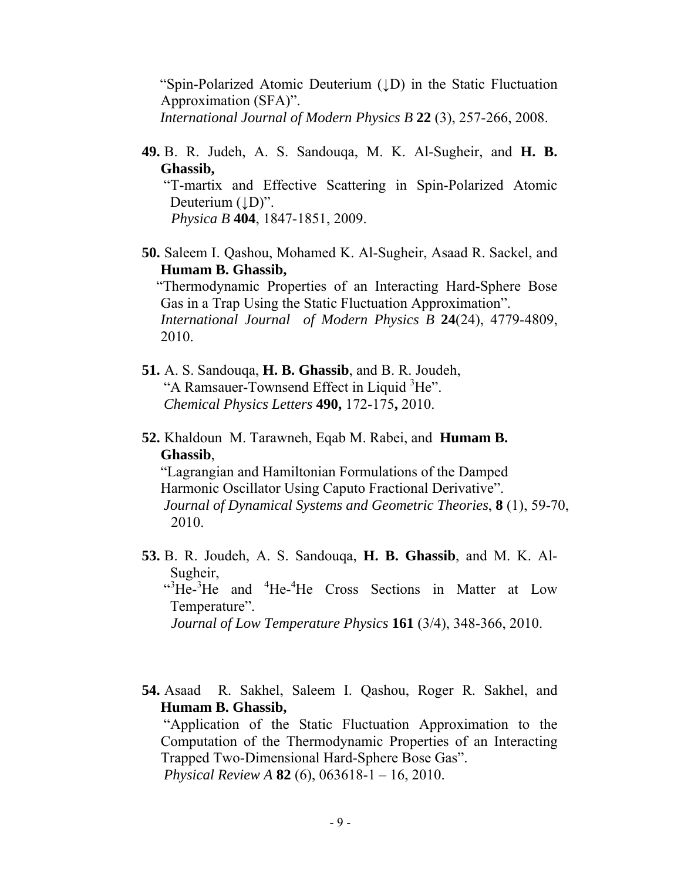"Spin-Polarized Atomic Deuterium (↓D) in the Static Fluctuation Approximation (SFA)".
*International Journal of Modern Physics B* **22** (3), 257-266, 2008.

**49.** B. R. Judeh, A. S. Sandouqa, M. K. Al-Sugheir, and **H. B. Ghassib,**
"T-martix and Effective Scattering in Spin-Polarized Atomic Deuterium (↓D)".
*Physica B* **404**, 1847-1851, 2009.

**50.** Saleem I. Qashou, Mohamed K. Al-Sugheir, Asaad R. Sackel, and **Humam B. Ghassib,**
"Thermodynamic Properties of an Interacting Hard-Sphere Bose Gas in a Trap Using the Static Fluctuation Approximation".
*International Journal of Modern Physics B* **24**(24), 4779-4809, 2010.

**51.** A. S. Sandouqa, **H. B. Ghassib**, and B. R. Joudeh,
"A Ramsauer-Townsend Effect in Liquid $^3$He".
*Chemical Physics Letters* **490,** 172-175**,** 2010.

**52.** Khaldoun M. Tarawneh, Eqab M. Rabei, and **Humam B. Ghassib**,
"Lagrangian and Hamiltonian Formulations of the Damped Harmonic Oscillator Using Caputo Fractional Derivative".
*Journal of Dynamical Systems and Geometric Theories*, **8** (1), 59-70, 2010.

**53.** B. R. Joudeh, A. S. Sandouqa, **H. B. Ghassib**, and M. K. Al-Sugheir,
"$^3$He-$^3$He and $^4$He-$^4$He Cross Sections in Matter at Low Temperature".
*Journal of Low Temperature Physics* **161** (3/4), 348-366, 2010.

**54.** Asaad R. Sakhel, Saleem I. Qashou, Roger R. Sakhel, and **Humam B. Ghassib,**
"Application of the Static Fluctuation Approximation to the Computation of the Thermodynamic Properties of an Interacting Trapped Two-Dimensional Hard-Sphere Bose Gas".
*Physical Review A* **82** (6), 063618-1 – 16, 2010.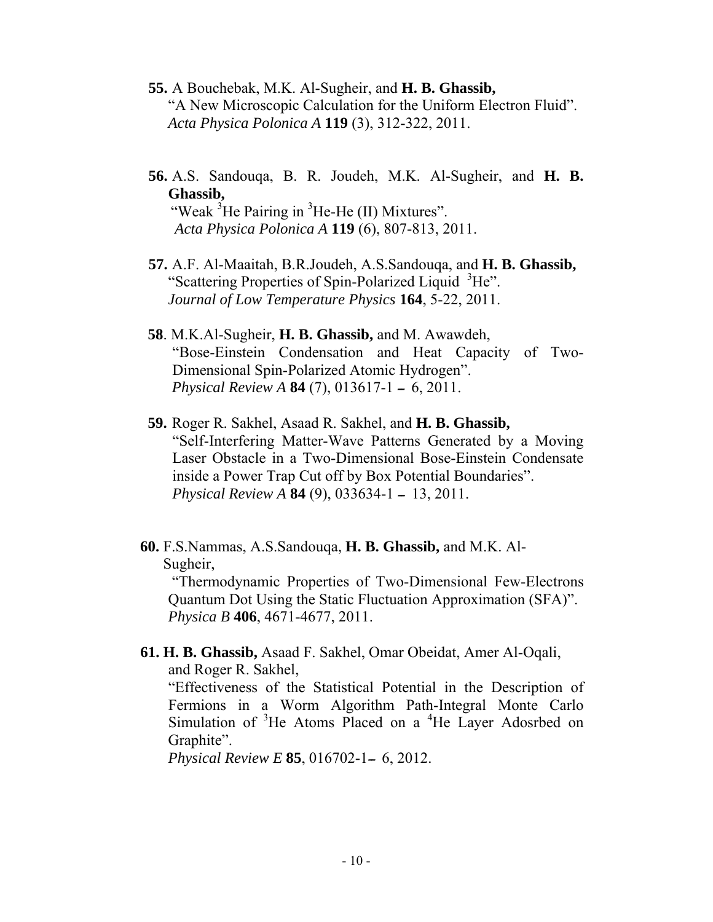**55.** A Bouchebak, M.K. Al-Sugheir, and **H. B. Ghassib,**
"A New Microscopic Calculation for the Uniform Electron Fluid".
*Acta Physica Polonica A* **119** (3), 312-322, 2011.

**56.** A.S. Sandouqa, B. R. Joudeh, M.K. Al-Sugheir, and **H. B. Ghassib,**
"Weak $^3$He Pairing in $^3$He-He (II) Mixtures".
*Acta Physica Polonica A* **119** (6), 807-813, 2011.

**57.** A.F. Al-Maaitah, B.R.Joudeh, A.S.Sandouqa, and **H. B. Ghassib,**
"Scattering Properties of Spin-Polarized Liquid $^3$He".
*Journal of Low Temperature Physics* **164**, 5-22, 2011.

**58**. M.K.Al-Sugheir, **H. B. Ghassib,** and M. Awawdeh,
"Bose-Einstein Condensation and Heat Capacity of Two-Dimensional Spin-Polarized Atomic Hydrogen".
*Physical Review A* **84** (7), 013617-1 – 6, 2011.

**59.** Roger R. Sakhel, Asaad R. Sakhel, and **H. B. Ghassib,**
"Self-Interfering Matter-Wave Patterns Generated by a Moving Laser Obstacle in a Two-Dimensional Bose-Einstein Condensate inside a Power Trap Cut off by Box Potential Boundaries".
*Physical Review A* **84** (9), 033634-1 – 13, 2011.

**60.** F.S.Nammas, A.S.Sandouqa, **H. B. Ghassib,** and M.K. Al-Sugheir,
"Thermodynamic Properties of Two-Dimensional Few-Electrons Quantum Dot Using the Static Fluctuation Approximation (SFA)".
*Physica B* **406**, 4671-4677, 2011.

**61. H. B. Ghassib,** Asaad F. Sakhel, Omar Obeidat, Amer Al-Oqali, and Roger R. Sakhel,
"Effectiveness of the Statistical Potential in the Description of Fermions in a Worm Algorithm Path-Integral Monte Carlo Simulation of $^3$He Atoms Placed on a $^4$He Layer Adosrbed on Graphite".
*Physical Review E* **85**, 016702-1– 6, 2012.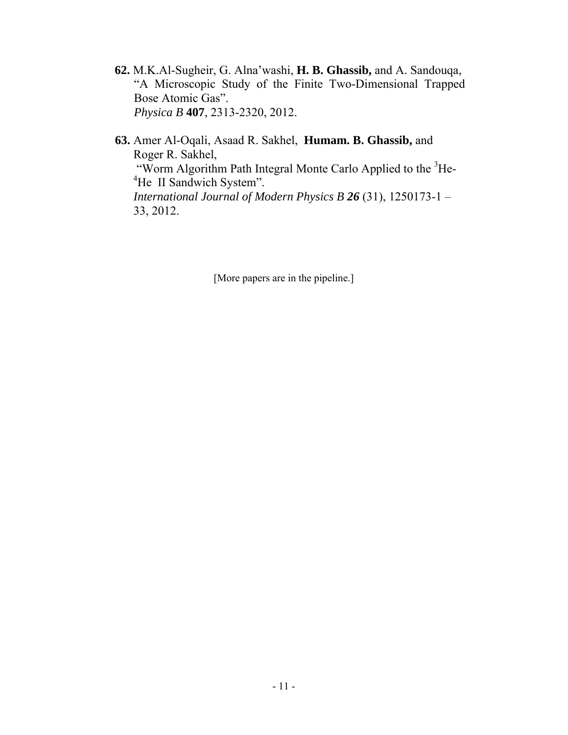**62.** M.K.Al-Sugheir, G. Alna'washi, **H. B. Ghassib,** and A. Sandouqa, "A Microscopic Study of the Finite Two-Dimensional Trapped Bose Atomic Gas". *Physica B* **407**, 2313-2320, 2012.

**63.** Amer Al-Oqali, Asaad R. Sakhel, **Humam. B. Ghassib,** and Roger R. Sakhel, "Worm Algorithm Path Integral Monte Carlo Applied to the $^{3}$He-$^{4}$He II Sandwich System". *International Journal of Modern Physics B **26*** (31), 1250173-1 – 33, 2012.

[More papers are in the pipeline.]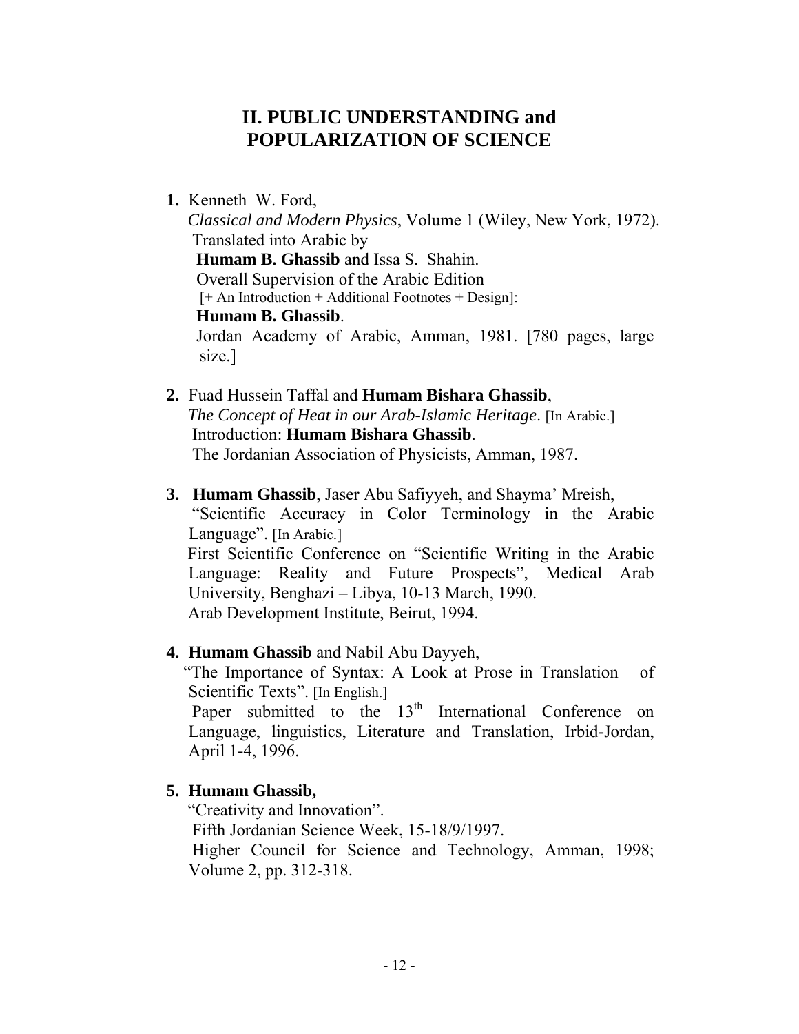## II. PUBLIC UNDERSTANDING and POPULARIZATION OF SCIENCE

1. Kenneth W. Ford,
   *Classical and Modern Physics*, Volume 1 (Wiley, New York, 1972).
   Translated into Arabic by
   **Humam B. Ghassib** and Issa S. Shahin.
   Overall Supervision of the Arabic Edition
   [+ An Introduction + Additional Footnotes + Design]:
   **Humam B. Ghassib**.
   Jordan Academy of Arabic, Amman, 1981. [780 pages, large size.]

2. Fuad Hussein Taffal and **Humam Bishara Ghassib**,
   *The Concept of Heat in our Arab-Islamic Heritage*. [In Arabic.]
   Introduction: **Humam Bishara Ghassib**.
   The Jordanian Association of Physicists, Amman, 1987.

3. **Humam Ghassib**, Jaser Abu Safiyyeh, and Shayma' Mreish,
   "Scientific Accuracy in Color Terminology in the Arabic Language". [In Arabic.]
   First Scientific Conference on "Scientific Writing in the Arabic Language: Reality and Future Prospects", Medical Arab University, Benghazi – Libya, 10-13 March, 1990.
   Arab Development Institute, Beirut, 1994.

4. **Humam Ghassib** and Nabil Abu Dayyeh,
   "The Importance of Syntax: A Look at Prose in Translation of Scientific Texts". [In English.]
   Paper submitted to the 13th International Conference on Language, linguistics, Literature and Translation, Irbid-Jordan, April 1-4, 1996.

5. **Humam Ghassib,**
   "Creativity and Innovation".
   Fifth Jordanian Science Week, 15-18/9/1997.
   Higher Council for Science and Technology, Amman, 1998; Volume 2, pp. 312-318.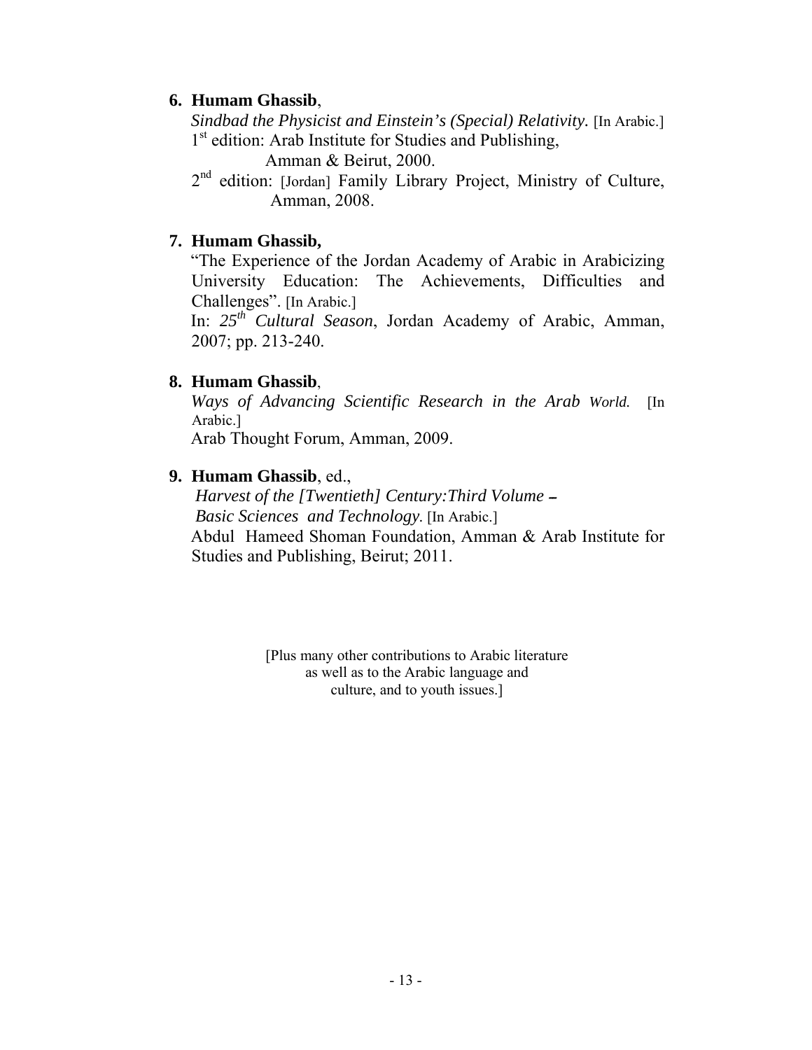6. **Humam Ghassib**,
   *Sindbad the Physicist and Einstein's (Special) Relativity.* [In Arabic.]
   1st edition: Arab Institute for Studies and Publishing,
   Amman & Beirut, 2000.
   2nd edition: [Jordan] Family Library Project, Ministry of Culture,
   Amman, 2008.

7. **Humam Ghassib,**
   "The Experience of the Jordan Academy of Arabic in Arabicizing University Education: The Achievements, Difficulties and Challenges". [In Arabic.]
   In: *25th Cultural Season*, Jordan Academy of Arabic, Amman, 2007; pp. 213-240.

8. **Humam Ghassib**,
   *Ways of Advancing Scientific Research in the Arab World.* [In Arabic.]
   Arab Thought Forum, Amman, 2009.

9. **Humam Ghassib**, ed.,
   *Harvest of the [Twentieth] Century:Third Volume –*
   *Basic Sciences and Technology.* [In Arabic.]
   Abdul Hameed Shoman Foundation, Amman & Arab Institute for Studies and Publishing, Beirut; 2011.

[Plus many other contributions to Arabic literature as well as to the Arabic language and culture, and to youth issues.]